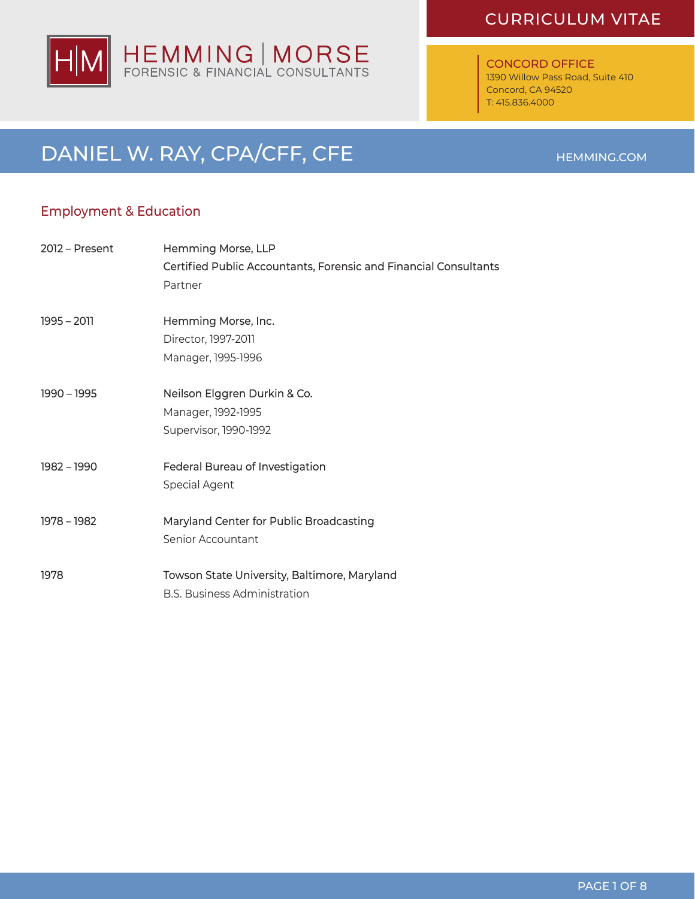HEMMING | MORSE
FORENSIC & FINANCIAL CONSULTANTS

# CURRICULUM VITAE

**CONCORD OFFICE**
1390 Willow Pass Road, Suite 410
Concord, CA 94520
T: 415.836.4000

# DANIEL W. RAY, CPA/CFF, CFE

HEMMING.COM

## Employment & Education

| | |
|---|---|
| 2012 – Present | Hemming Morse, LLP<br>Certified Public Accountants, Forensic and Financial Consultants<br>Partner |
| 1995 – 2011 | Hemming Morse, Inc.<br>Director, 1997-2011<br>Manager, 1995-1996 |
| 1990 – 1995 | Neilson Elggren Durkin & Co.<br>Manager, 1992-1995<br>Supervisor, 1990-1992 |
| 1982 – 1990 | Federal Bureau of Investigation<br>Special Agent |
| 1978 – 1982 | Maryland Center for Public Broadcasting<br>Senior Accountant |
| 1978 | Towson State University, Baltimore, Maryland<br>B.S. Business Administration |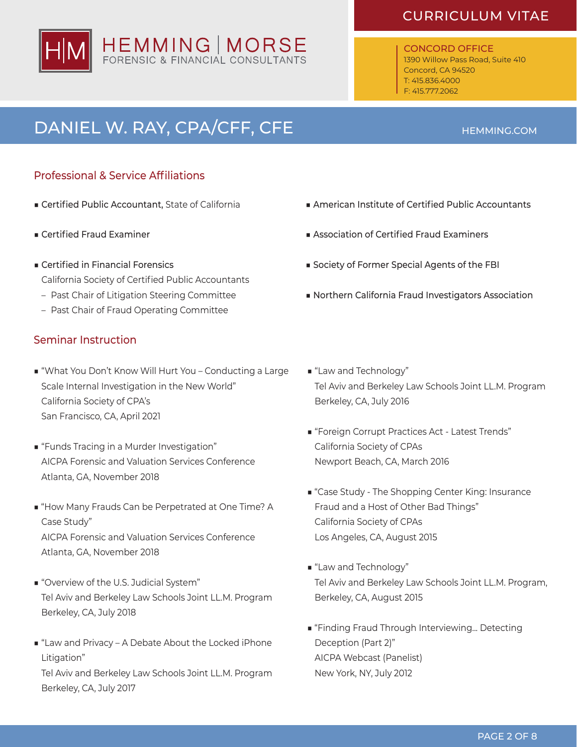# DANIEL W. RAY, CPA/CFF, CFE

## Professional & Service Affiliations

- **Certified Public Accountant,** State of California
- **Certified Fraud Examiner**
- **Certified in Financial Forensics**
  California Society of Certified Public Accountants
  - Past Chair of Litigation Steering Committee
  - Past Chair of Fraud Operating Committee
- **American Institute of Certified Public Accountants**
- **Association of Certified Fraud Examiners**
- **Society of Former Special Agents of the FBI**
- **Northern California Fraud Investigators Association**

## Seminar Instruction

- "What You Don't Know Will Hurt You – Conducting a Large Scale Internal Investigation in the New World"
  California Society of CPA's
  San Francisco, CA, April 2021
- "Funds Tracing in a Murder Investigation"
  AICPA Forensic and Valuation Services Conference
  Atlanta, GA, November 2018
- "How Many Frauds Can be Perpetrated at One Time? A Case Study"
  AICPA Forensic and Valuation Services Conference
  Atlanta, GA, November 2018
- "Overview of the U.S. Judicial System"
  Tel Aviv and Berkeley Law Schools Joint LL.M. Program
  Berkeley, CA, July 2018
- "Law and Privacy – A Debate About the Locked iPhone Litigation"
  Tel Aviv and Berkeley Law Schools Joint LL.M. Program
  Berkeley, CA, July 2017
- "Law and Technology"
  Tel Aviv and Berkeley Law Schools Joint LL.M. Program
  Berkeley, CA, July 2016
- "Foreign Corrupt Practices Act - Latest Trends"
  California Society of CPAs
  Newport Beach, CA, March 2016
- "Case Study - The Shopping Center King: Insurance Fraud and a Host of Other Bad Things"
  California Society of CPAs
  Los Angeles, CA, August 2015
- "Law and Technology"
  Tel Aviv and Berkeley Law Schools Joint LL.M. Program,
  Berkeley, CA, August 2015
- "Finding Fraud Through Interviewing… Detecting Deception (Part 2)"
  AICPA Webcast (Panelist)
  New York, NY, July 2012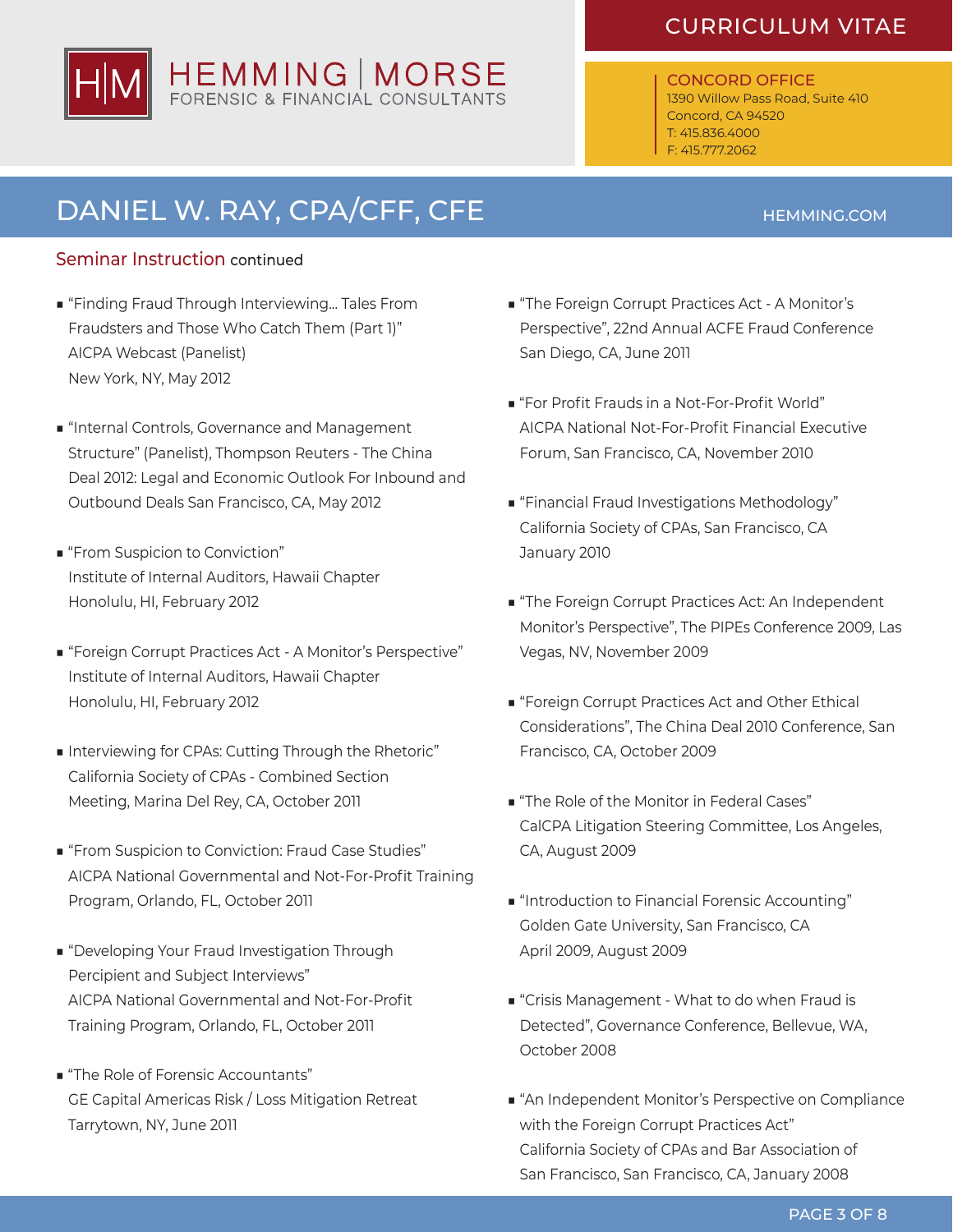## Seminar Instruction continued

- "Finding Fraud Through Interviewing... Tales From Fraudsters and Those Who Catch Them (Part 1)" AICPA Webcast (Panelist) New York, NY, May 2012
- "Internal Controls, Governance and Management Structure" (Panelist), Thompson Reuters - The China Deal 2012: Legal and Economic Outlook For Inbound and Outbound Deals San Francisco, CA, May 2012
- "From Suspicion to Conviction" Institute of Internal Auditors, Hawaii Chapter Honolulu, HI, February 2012
- "Foreign Corrupt Practices Act - A Monitor's Perspective" Institute of Internal Auditors, Hawaii Chapter Honolulu, HI, February 2012
- Interviewing for CPAs: Cutting Through the Rhetoric" California Society of CPAs - Combined Section Meeting, Marina Del Rey, CA, October 2011
- "From Suspicion to Conviction: Fraud Case Studies" AICPA National Governmental and Not-For-Profit Training Program, Orlando, FL, October 2011
- "Developing Your Fraud Investigation Through Percipient and Subject Interviews" AICPA National Governmental and Not-For-Profit Training Program, Orlando, FL, October 2011
- "The Role of Forensic Accountants" GE Capital Americas Risk / Loss Mitigation Retreat Tarrytown, NY, June 2011
- "The Foreign Corrupt Practices Act - A Monitor's Perspective", 22nd Annual ACFE Fraud Conference San Diego, CA, June 2011
- "For Profit Frauds in a Not-For-Profit World" AICPA National Not-For-Profit Financial Executive Forum, San Francisco, CA, November 2010
- "Financial Fraud Investigations Methodology" California Society of CPAs, San Francisco, CA January 2010
- "The Foreign Corrupt Practices Act: An Independent Monitor's Perspective", The PIPEs Conference 2009, Las Vegas, NV, November 2009
- "Foreign Corrupt Practices Act and Other Ethical Considerations", The China Deal 2010 Conference, San Francisco, CA, October 2009
- "The Role of the Monitor in Federal Cases" CalCPA Litigation Steering Committee, Los Angeles, CA, August 2009
- "Introduction to Financial Forensic Accounting" Golden Gate University, San Francisco, CA April 2009, August 2009
- "Crisis Management - What to do when Fraud is Detected", Governance Conference, Bellevue, WA, October 2008
- "An Independent Monitor's Perspective on Compliance with the Foreign Corrupt Practices Act" California Society of CPAs and Bar Association of San Francisco, San Francisco, CA, January 2008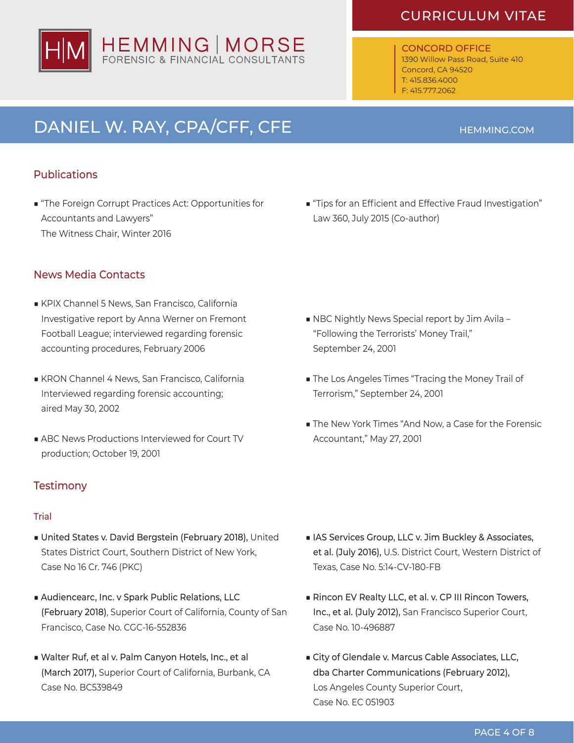# DANIEL W. RAY, CPA/CFF, CFE

## Publications

- "The Foreign Corrupt Practices Act: Opportunities for Accountants and Lawyers"
  The Witness Chair, Winter 2016
- "Tips for an Efficient and Effective Fraud Investigation"
  Law 360, July 2015 (Co-author)

## News Media Contacts

- KPIX Channel 5 News, San Francisco, California
  Investigative report by Anna Werner on Fremont Football League; interviewed regarding forensic accounting procedures, February 2006
- KRON Channel 4 News, San Francisco, California
  Interviewed regarding forensic accounting; aired May 30, 2002
- ABC News Productions Interviewed for Court TV production; October 19, 2001
- NBC Nightly News Special report by Jim Avila – "Following the Terrorists' Money Trail," September 24, 2001
- The Los Angeles Times "Tracing the Money Trail of Terrorism," September 24, 2001
- The New York Times "And Now, a Case for the Forensic Accountant," May 27, 2001

## Testimony

### Trial

- **United States v. David Bergstein (February 2018),** United States District Court, Southern District of New York, Case No 16 Cr. 746 (PKC)
- **Audiencearc, Inc. v Spark Public Relations, LLC (February 2018)**, Superior Court of California, County of San Francisco, Case No. CGC-16-552836
- **Walter Ruf, et al v. Palm Canyon Hotels, Inc., et al (March 2017),** Superior Court of California, Burbank, CA Case No. BC539849
- **IAS Services Group, LLC v. Jim Buckley & Associates, et al. (July 2016),** U.S. District Court, Western District of Texas, Case No. 5:14-CV-180-FB
- **Rincon EV Realty LLC, et al. v. CP III Rincon Towers, Inc., et al. (July 2012),** San Francisco Superior Court, Case No. 10-496887
- **City of Glendale v. Marcus Cable Associates, LLC, dba Charter Communications (February 2012),** Los Angeles County Superior Court, Case No. EC 051903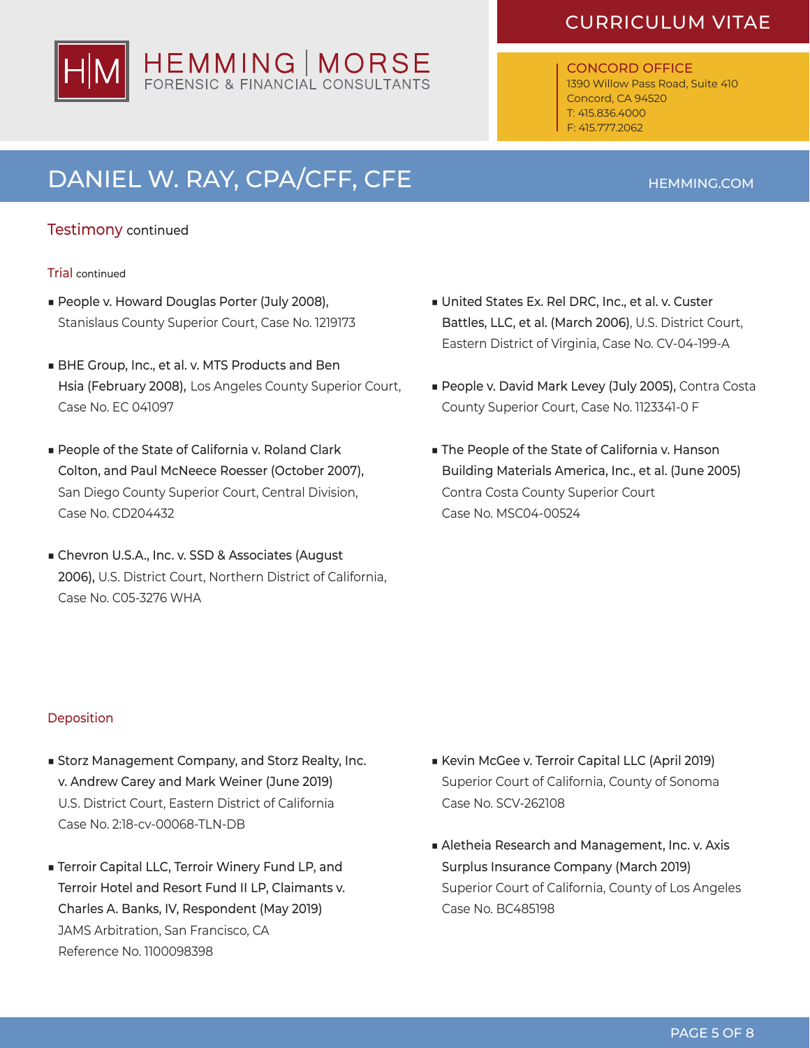## Testimony continued

### Trial continued

- **People v. Howard Douglas Porter (July 2008),** Stanislaus County Superior Court, Case No. 1219173
- **BHE Group, Inc., et al. v. MTS Products and Ben Hsia (February 2008),** Los Angeles County Superior Court, Case No. EC 041097
- **People of the State of California v. Roland Clark Colton, and Paul McNeece Roesser (October 2007),** San Diego County Superior Court, Central Division, Case No. CD204432
- **Chevron U.S.A., Inc. v. SSD & Associates (August 2006),** U.S. District Court, Northern District of California, Case No. C05-3276 WHA
- **United States Ex. Rel DRC, Inc., et al. v. Custer Battles, LLC, et al. (March 2006),** U.S. District Court, Eastern District of Virginia, Case No. CV-04-199-A
- **People v. David Mark Levey (July 2005),** Contra Costa County Superior Court, Case No. 1123341-0 F
- **The People of the State of California v. Hanson Building Materials America, Inc., et al. (June 2005)** Contra Costa County Superior Court Case No. MSC04-00524

### Deposition

- **Storz Management Company, and Storz Realty, Inc. v. Andrew Carey and Mark Weiner (June 2019)** U.S. District Court, Eastern District of California Case No. 2:18-cv-00068-TLN-DB
- **Terroir Capital LLC, Terroir Winery Fund LP, and Terroir Hotel and Resort Fund II LP, Claimants v. Charles A. Banks, IV, Respondent (May 2019)** JAMS Arbitration, San Francisco, CA Reference No. 1100098398
- **Kevin McGee v. Terroir Capital LLC (April 2019)** Superior Court of California, County of Sonoma Case No. SCV-262108
- **Aletheia Research and Management, Inc. v. Axis Surplus Insurance Company (March 2019)** Superior Court of California, County of Los Angeles Case No. BC485198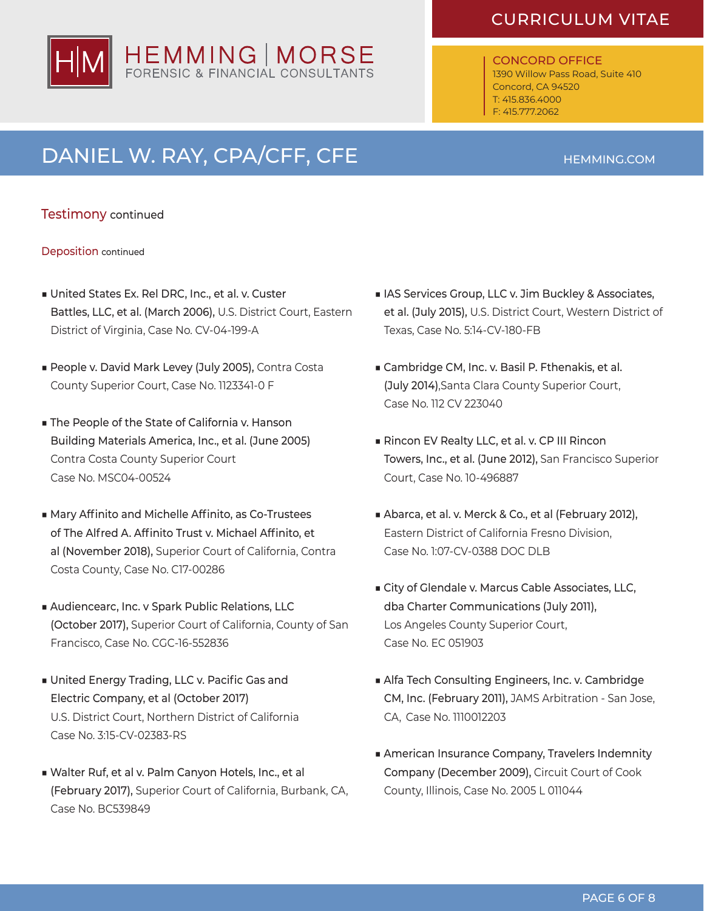## Testimony continued

### Deposition continued

- **United States Ex. Rel DRC, Inc., et al. v. Custer Battles, LLC, et al. (March 2006),** U.S. District Court, Eastern District of Virginia, Case No. CV-04-199-A
- **People v. David Mark Levey (July 2005),** Contra Costa County Superior Court, Case No. 1123341-0 F
- **The People of the State of California v. Hanson Building Materials America, Inc., et al. (June 2005)** Contra Costa County Superior Court Case No. MSC04-00524
- **Mary Affinito and Michelle Affinito, as Co-Trustees of The Alfred A. Affinito Trust v. Michael Affinito, et al (November 2018),** Superior Court of California, Contra Costa County, Case No. C17-00286
- **Audiencearc, Inc. v Spark Public Relations, LLC (October 2017),** Superior Court of California, County of San Francisco, Case No. CGC-16-552836
- **United Energy Trading, LLC v. Pacific Gas and Electric Company, et al (October 2017)** U.S. District Court, Northern District of California Case No. 3:15-CV-02383-RS
- **Walter Ruf, et al v. Palm Canyon Hotels, Inc., et al (February 2017),** Superior Court of California, Burbank, CA, Case No. BC539849
- **IAS Services Group, LLC v. Jim Buckley & Associates, et al. (July 2015),** U.S. District Court, Western District of Texas, Case No. 5:14-CV-180-FB
- **Cambridge CM, Inc. v. Basil P. Fthenakis, et al. (July 2014),**Santa Clara County Superior Court, Case No. 112 CV 223040
- **Rincon EV Realty LLC, et al. v. CP III Rincon Towers, Inc., et al. (June 2012),** San Francisco Superior Court, Case No. 10-496887
- **Abarca, et al. v. Merck & Co., et al (February 2012),** Eastern District of California Fresno Division, Case No. 1:07-CV-0388 DOC DLB
- **City of Glendale v. Marcus Cable Associates, LLC, dba Charter Communications (July 2011),** Los Angeles County Superior Court, Case No. EC 051903
- **Alfa Tech Consulting Engineers, Inc. v. Cambridge CM, Inc. (February 2011),** JAMS Arbitration - San Jose, CA, Case No. 1110012203
- **American Insurance Company, Travelers Indemnity Company (December 2009),** Circuit Court of Cook County, Illinois, Case No. 2005 L 011044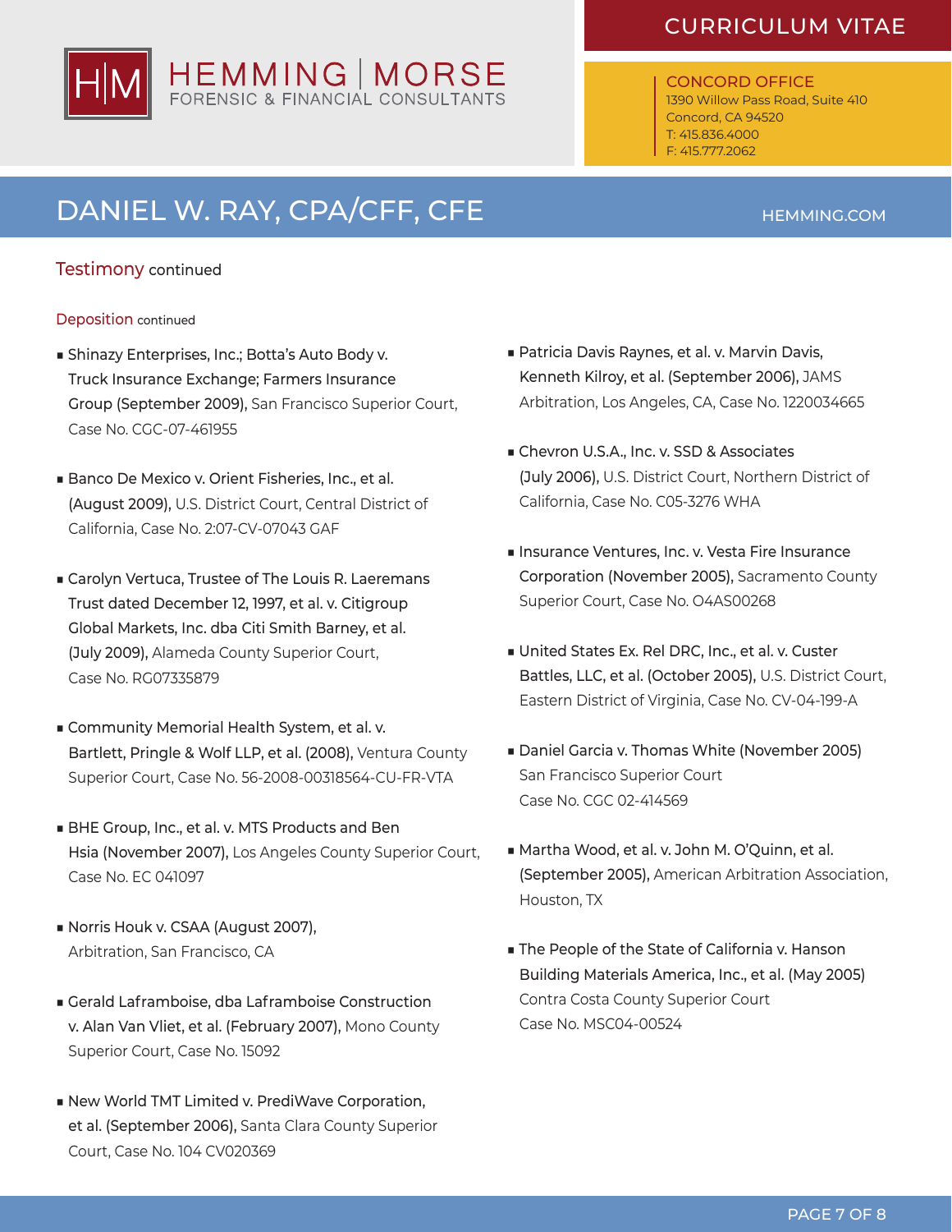## Testimony continued

### Deposition continued

- **Shinazy Enterprises, Inc.; Botta's Auto Body v. Truck Insurance Exchange; Farmers Insurance Group (September 2009),** San Francisco Superior Court, Case No. CGC-07-461955
- **Banco De Mexico v. Orient Fisheries, Inc., et al. (August 2009),** U.S. District Court, Central District of California, Case No. 2:07-CV-07043 GAF
- **Carolyn Vertuca, Trustee of The Louis R. Laeremans Trust dated December 12, 1997, et al. v. Citigroup Global Markets, Inc. dba Citi Smith Barney, et al. (July 2009),** Alameda County Superior Court, Case No. RG07335879
- **Community Memorial Health System, et al. v. Bartlett, Pringle & Wolf LLP, et al. (2008),** Ventura County Superior Court, Case No. 56-2008-00318564-CU-FR-VTA
- **BHE Group, Inc., et al. v. MTS Products and Ben Hsia (November 2007),** Los Angeles County Superior Court, Case No. EC 041097
- **Norris Houk v. CSAA (August 2007),** Arbitration, San Francisco, CA
- **Gerald Laframboise, dba Laframboise Construction v. Alan Van Vliet, et al. (February 2007),** Mono County Superior Court, Case No. 15092
- **New World TMT Limited v. PrediWave Corporation, et al. (September 2006),** Santa Clara County Superior Court, Case No. 104 CV020369
- **Patricia Davis Raynes, et al. v. Marvin Davis, Kenneth Kilroy, et al. (September 2006),** JAMS Arbitration, Los Angeles, CA, Case No. 1220034665
- **Chevron U.S.A., Inc. v. SSD & Associates (July 2006),** U.S. District Court, Northern District of California, Case No. C05-3276 WHA
- **Insurance Ventures, Inc. v. Vesta Fire Insurance Corporation (November 2005),** Sacramento County Superior Court, Case No. O4AS00268
- **United States Ex. Rel DRC, Inc., et al. v. Custer Battles, LLC, et al. (October 2005),** U.S. District Court, Eastern District of Virginia, Case No. CV-04-199-A
- **Daniel Garcia v. Thomas White (November 2005)** San Francisco Superior Court Case No. CGC 02-414569
- **Martha Wood, et al. v. John M. O'Quinn, et al. (September 2005),** American Arbitration Association, Houston, TX
- **The People of the State of California v. Hanson Building Materials America, Inc., et al. (May 2005)** Contra Costa County Superior Court Case No. MSC04-00524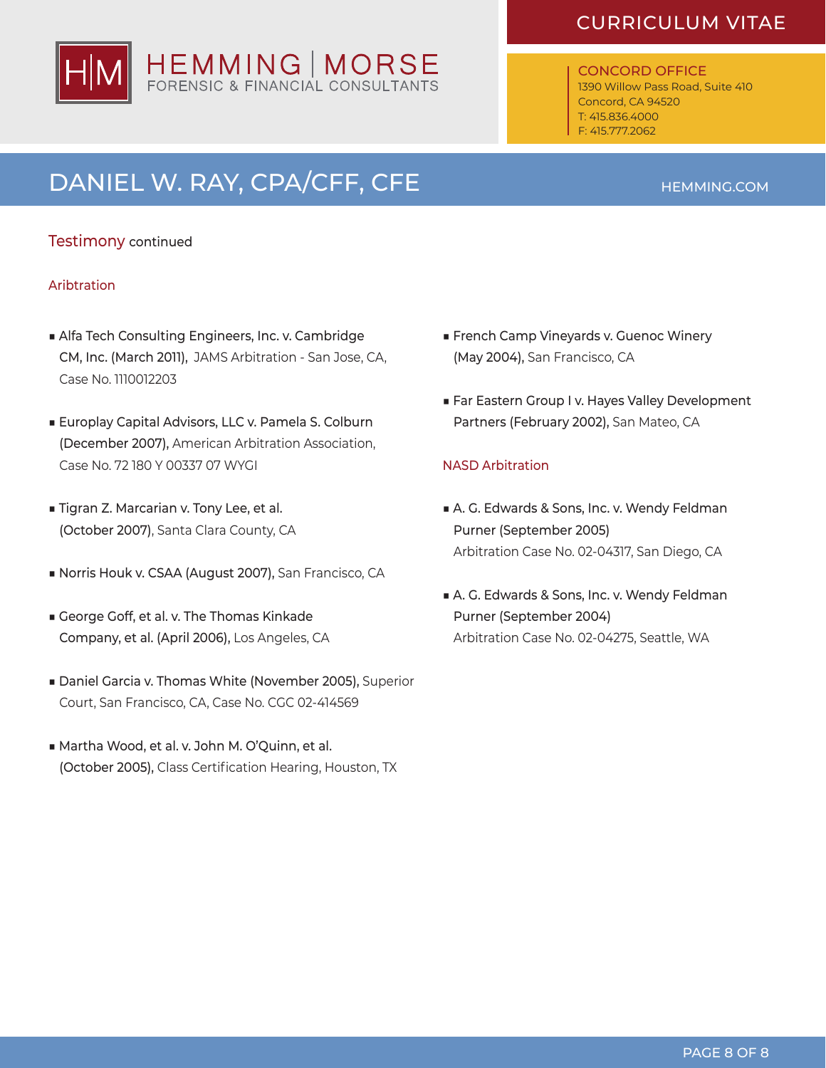# DANIEL W. RAY, CPA/CFF, CFE

## Testimony continued

### Aribtration

- **Alfa Tech Consulting Engineers, Inc. v. Cambridge CM, Inc. (March 2011),** JAMS Arbitration - San Jose, CA, Case No. 1110012203
- **Europlay Capital Advisors, LLC v. Pamela S. Colburn (December 2007),** American Arbitration Association, Case No. 72 180 Y 00337 07 WYGI
- **Tigran Z. Marcarian v. Tony Lee, et al. (October 2007),** Santa Clara County, CA
- **Norris Houk v. CSAA (August 2007),** San Francisco, CA
- **George Goff, et al. v. The Thomas Kinkade Company, et al. (April 2006),** Los Angeles, CA
- **Daniel Garcia v. Thomas White (November 2005),** Superior Court, San Francisco, CA, Case No. CGC 02-414569
- **Martha Wood, et al. v. John M. O'Quinn, et al. (October 2005),** Class Certification Hearing, Houston, TX
- **French Camp Vineyards v. Guenoc Winery (May 2004),** San Francisco, CA
- **Far Eastern Group I v. Hayes Valley Development Partners (February 2002),** San Mateo, CA

### NASD Arbitration

- **A. G. Edwards & Sons, Inc. v. Wendy Feldman Purner (September 2005)**
  Arbitration Case No. 02-04317, San Diego, CA
- **A. G. Edwards & Sons, Inc. v. Wendy Feldman Purner (September 2004)**
  Arbitration Case No. 02-04275, Seattle, WA